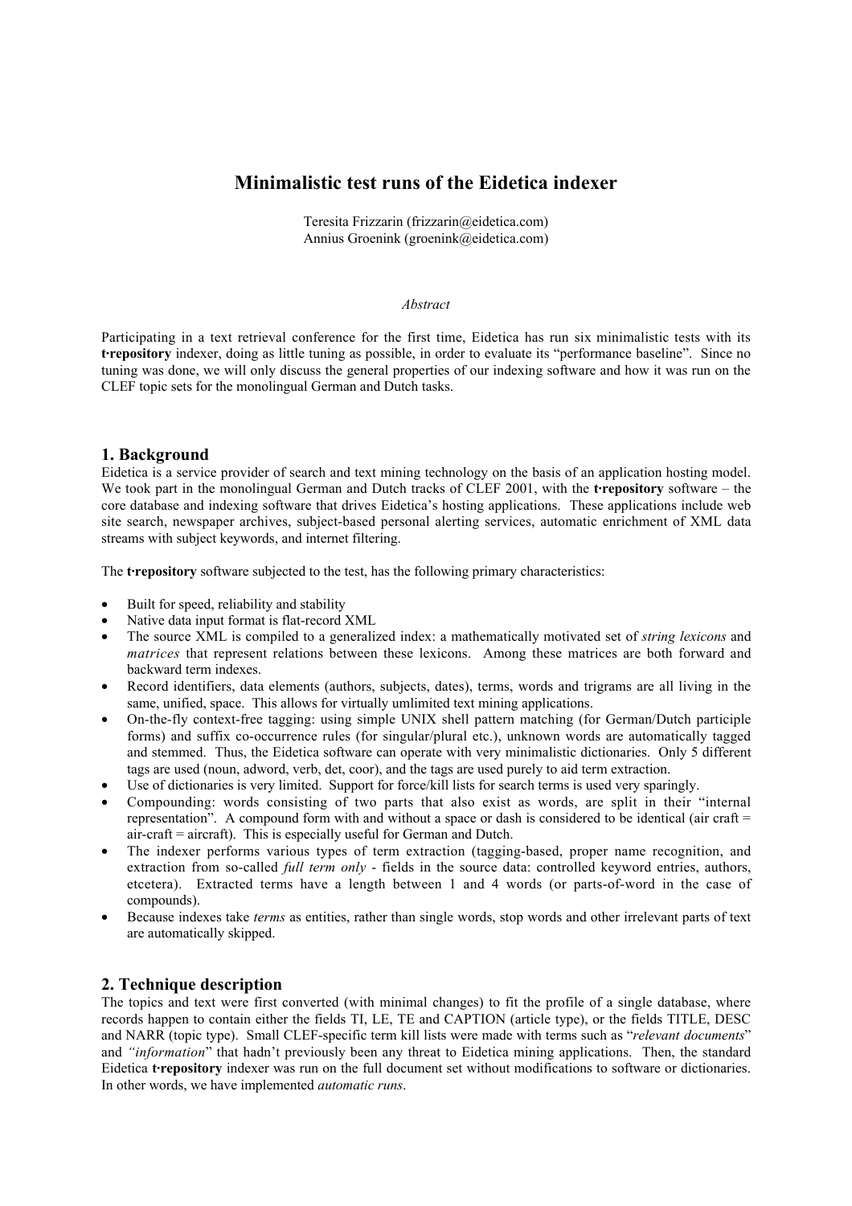# Minimalistic test runs of the Eidetica indexer

Teresita Frizzarin (frizzarin@eidetica.com)
Annius Groenink (groenink@eidetica.com)

*Abstract*

Participating in a text retrieval conference for the first time, Eidetica has run six minimalistic tests with its **t·repository** indexer, doing as little tuning as possible, in order to evaluate its "performance baseline". Since no tuning was done, we will only discuss the general properties of our indexing software and how it was run on the CLEF topic sets for the monolingual German and Dutch tasks.

## 1. Background

Eidetica is a service provider of search and text mining technology on the basis of an application hosting model. We took part in the monolingual German and Dutch tracks of CLEF 2001, with the **t·repository** software – the core database and indexing software that drives Eidetica's hosting applications. These applications include web site search, newspaper archives, subject-based personal alerting services, automatic enrichment of XML data streams with subject keywords, and internet filtering.

The **t·repository** software subjected to the test, has the following primary characteristics:

- Built for speed, reliability and stability
- Native data input format is flat-record XML
- The source XML is compiled to a generalized index: a mathematically motivated set of *string lexicons* and *matrices* that represent relations between these lexicons. Among these matrices are both forward and backward term indexes.
- Record identifiers, data elements (authors, subjects, dates), terms, words and trigrams are all living in the same, unified, space. This allows for virtually umlimited text mining applications.
- On-the-fly context-free tagging: using simple UNIX shell pattern matching (for German/Dutch participle forms) and suffix co-occurrence rules (for singular/plural etc.), unknown words are automatically tagged and stemmed. Thus, the Eidetica software can operate with very minimalistic dictionaries. Only 5 different tags are used (noun, adword, verb, det, coor), and the tags are used purely to aid term extraction.
- Use of dictionaries is very limited. Support for force/kill lists for search terms is used very sparingly.
- Compounding: words consisting of two parts that also exist as words, are split in their "internal representation". A compound form with and without a space or dash is considered to be identical (air craft = air-craft = aircraft). This is especially useful for German and Dutch.
- The indexer performs various types of term extraction (tagging-based, proper name recognition, and extraction from so-called *full term only* - fields in the source data: controlled keyword entries, authors, etcetera). Extracted terms have a length between 1 and 4 words (or parts-of-word in the case of compounds).
- Because indexes take *terms* as entities, rather than single words, stop words and other irrelevant parts of text are automatically skipped.

## 2. Technique description

The topics and text were first converted (with minimal changes) to fit the profile of a single database, where records happen to contain either the fields TI, LE, TE and CAPTION (article type), or the fields TITLE, DESC and NARR (topic type). Small CLEF-specific term kill lists were made with terms such as "*relevant documents*" and *"information*" that hadn't previously been any threat to Eidetica mining applications. Then, the standard Eidetica **t·repository** indexer was run on the full document set without modifications to software or dictionaries. In other words, we have implemented *automatic runs*.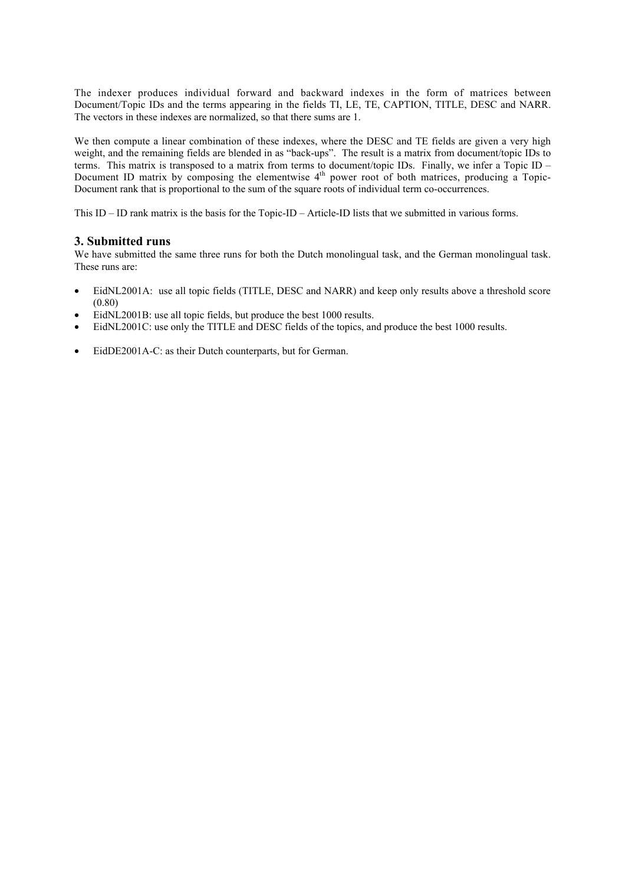The indexer produces individual forward and backward indexes in the form of matrices between Document/Topic IDs and the terms appearing in the fields TI, LE, TE, CAPTION, TITLE, DESC and NARR. The vectors in these indexes are normalized, so that there sums are 1.

We then compute a linear combination of these indexes, where the DESC and TE fields are given a very high weight, and the remaining fields are blended in as "back-ups". The result is a matrix from document/topic IDs to terms. This matrix is transposed to a matrix from terms to document/topic IDs. Finally, we infer a Topic ID – Document ID matrix by composing the elementwise $4^{th}$ power root of both matrices, producing a Topic-Document rank that is proportional to the sum of the square roots of individual term co-occurrences.

This ID – ID rank matrix is the basis for the Topic-ID – Article-ID lists that we submitted in various forms.

## 3. Submitted runs

We have submitted the same three runs for both the Dutch monolingual task, and the German monolingual task. These runs are:

- EidNL2001A: use all topic fields (TITLE, DESC and NARR) and keep only results above a threshold score (0.80)
- EidNL2001B: use all topic fields, but produce the best 1000 results.
- EidNL2001C: use only the TITLE and DESC fields of the topics, and produce the best 1000 results.

- EidDE2001A-C: as their Dutch counterparts, but for German.